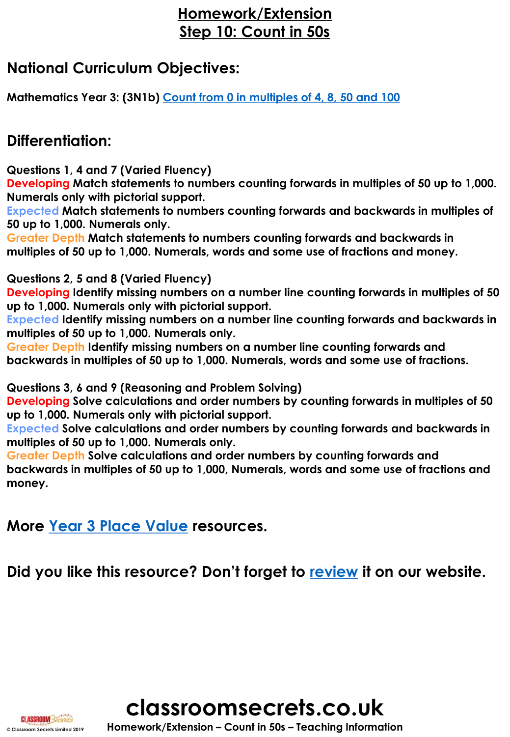# Homework/Extension
## Step 10: Count in 50s

## National Curriculum Objectives:

**Mathematics Year 3: (3N1b) [Count from 0 in multiples of 4, 8, 50 and 100]()**

## Differentiation:

**Questions 1, 4 and 7 (Varied Fluency)**
**Developing** Match statements to numbers counting forwards in multiples of 50 up to 1,000. Numerals only with pictorial support.
**Expected** Match statements to numbers counting forwards and backwards in multiples of 50 up to 1,000. Numerals only.
**Greater Depth** Match statements to numbers counting forwards and backwards in multiples of 50 up to 1,000. Numerals, words and some use of fractions and money.

**Questions 2, 5 and 8 (Varied Fluency)**
**Developing** Identify missing numbers on a number line counting forwards in multiples of 50 up to 1,000. Numerals only with pictorial support.
**Expected** Identify missing numbers on a number line counting forwards and backwards in multiples of 50 up to 1,000. Numerals only.
**Greater Depth** Identify missing numbers on a number line counting forwards and backwards in multiples of 50 up to 1,000. Numerals, words and some use of fractions.

**Questions 3, 6 and 9 (Reasoning and Problem Solving)**
**Developing** Solve calculations and order numbers by counting forwards in multiples of 50 up to 1,000. Numerals only with pictorial support.
**Expected** Solve calculations and order numbers by counting forwards and backwards in multiples of 50 up to 1,000. Numerals only.
**Greater Depth** Solve calculations and order numbers by counting forwards and backwards in multiples of 50 up to 1,000, Numerals, words and some use of fractions and money.

## More [Year 3 Place Value]() resources.

## Did you like this resource? Don't forget to [review]() it on our website.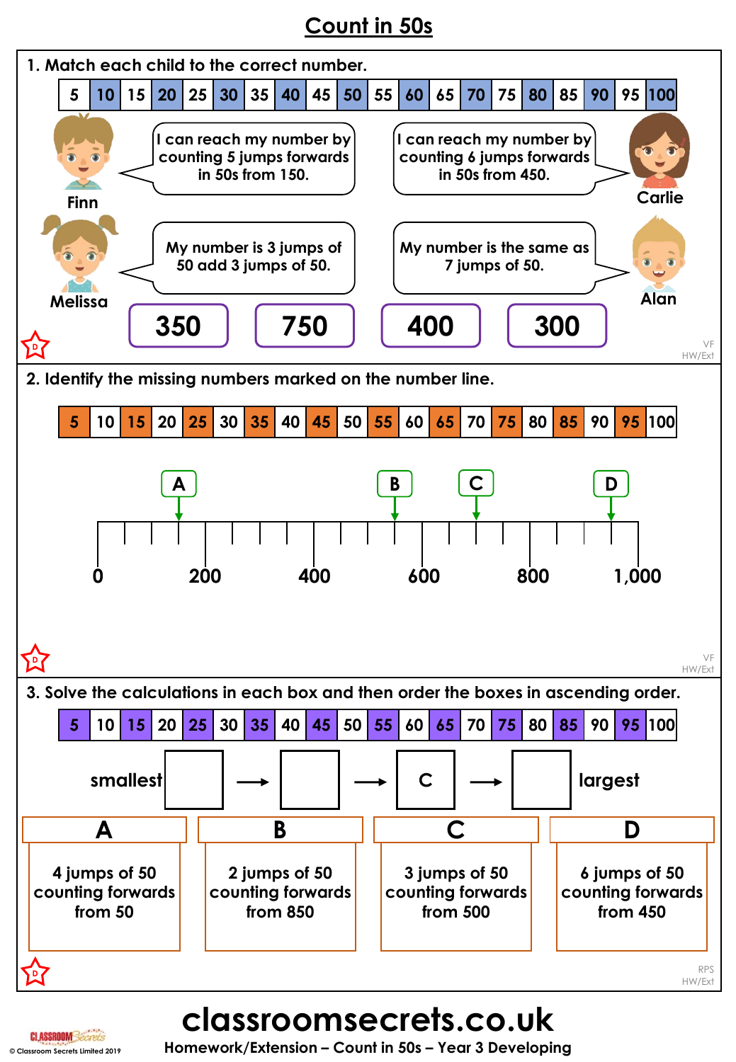# Count in 50s

1. Match each child to the correct number.

| 5 | 10 | 15 | 20 | 25 | 30 | 35 | 40 | 45 | 50 | 55 | 60 | 65 | 70 | 75 | 80 | 85 | 90 | 95 | 100 |
|---|---|---|---|---|---|---|---|---|---|---|---|---|---|---|---|---|---|---|---|

**Finn:** I can reach my number by counting 5 jumps forwards in 50s from 150.

**Carlie:** I can reach my number by counting 6 jumps forwards in 50s from 450.

**Melissa:** My number is 3 jumps of 50 add 3 jumps of 50.

**Alan:** My number is the same as 7 jumps of 50.

**350** | **750** | **400** | **300**

VF
HW/Ext

2. Identify the missing numbers marked on the number line.

| 5 | 10 | 15 | 20 | 25 | 30 | 35 | 40 | 45 | 50 | 55 | 60 | 65 | 70 | 75 | 80 | 85 | 90 | 95 | 100 |
|---|---|---|---|---|---|---|---|---|---|---|---|---|---|---|---|---|---|---|---|

Number line: 0, 200, 400, 600, 800, 1,000 — with arrows marked **A**, **B**, **C** and **D**.

VF
HW/Ext

3. Solve the calculations in each box and then order the boxes in ascending order.

| 5 | 10 | 15 | 20 | 25 | 30 | 35 | 40 | 45 | 50 | 55 | 60 | 65 | 70 | 75 | 80 | 85 | 90 | 95 | 100 |
|---|---|---|---|---|---|---|---|---|---|---|---|---|---|---|---|---|---|---|---|

smallest [ ] → [ ] → [ C ] → [ ] largest

| A | B | C | D |
|---|---|---|---|
| 4 jumps of 50 counting forwards from 50 | 2 jumps of 50 counting forwards from 850 | 3 jumps of 50 counting forwards from 500 | 6 jumps of 50 counting forwards from 450 |

RPS
HW/Ext

**classroomsecrets.co.uk**

Homework/Extension – Count in 50s – Year 3 Developing

© Classroom Secrets Limited 2019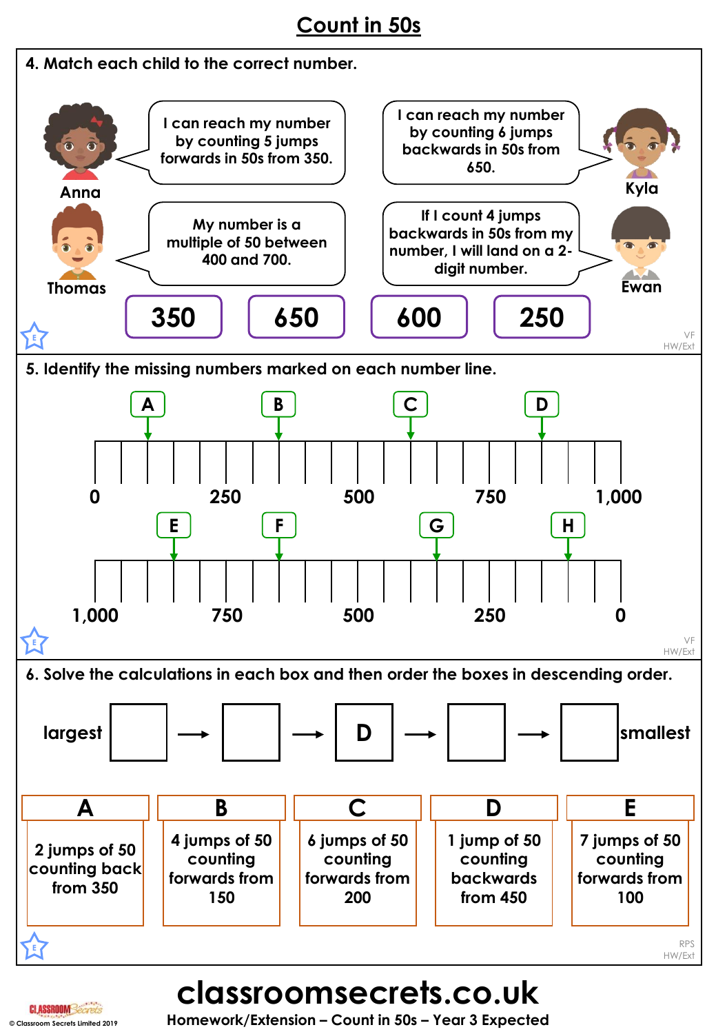# Count in 50s

**4. Match each child to the correct number.**

**Anna:** I can reach my number by counting 5 jumps forwards in 50s from 350.

**Kyla:** I can reach my number by counting 6 jumps backwards in 50s from 650.

**Thomas:** My number is a multiple of 50 between 400 and 700.

**Ewan:** If I count 4 jumps backwards in 50s from my number, I will land on a 2-digit number.

| 350 | 650 | 600 | 250 |
|---|---|---|---|

VF
HW/Ext

**5. Identify the missing numbers marked on each number line.**

Number line 1: 0, 250, 500, 750, 1,000 — markers A, B, C, D

Number line 2: 1,000, 750, 500, 250, 0 — markers E, F, G, H

VF
HW/Ext

**6. Solve the calculations in each box and then order the boxes in descending order.**

largest [ ] → [ ] → [ D ] → [ ] → [ ] smallest

| A | B | C | D | E |
|---|---|---|---|---|
| 2 jumps of 50 counting back from 350 | 4 jumps of 50 counting forwards from 150 | 6 jumps of 50 counting forwards from 200 | 1 jump of 50 counting backwards from 450 | 7 jumps of 50 counting forwards from 100 |

RPS
HW/Ext

classroomsecrets.co.uk

Homework/Extension – Count in 50s – Year 3 Expected

© Classroom Secrets Limited 2019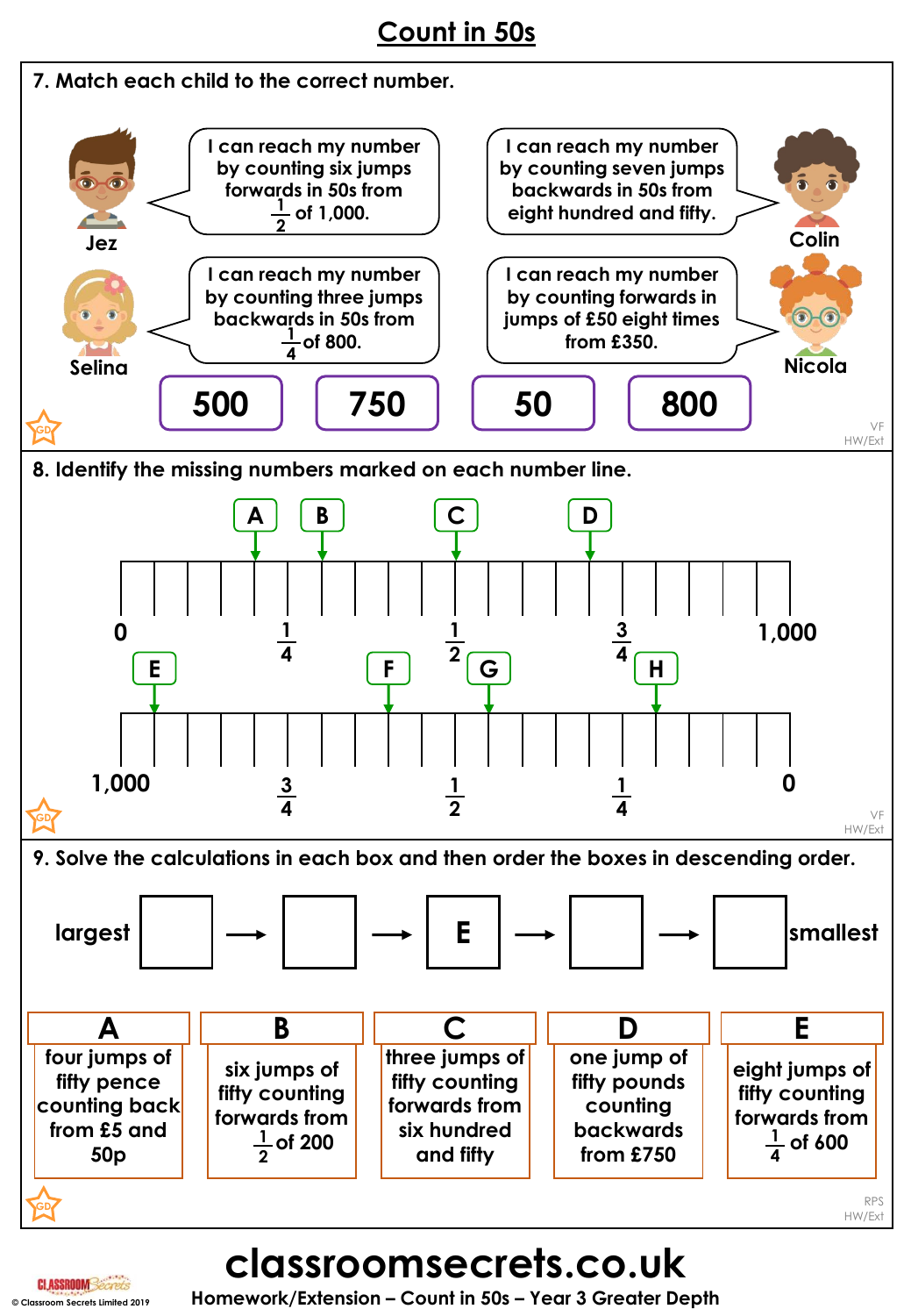# Count in 50s

**7. Match each child to the correct number.**

**Jez:** I can reach my number by counting six jumps forwards in 50s from $\frac{1}{2}$ of 1,000.

**Colin:** I can reach my number by counting seven jumps backwards in 50s from eight hundred and fifty.

**Selina:** I can reach my number by counting three jumps backwards in 50s from $\frac{1}{4}$ of 800.

**Nicola:** I can reach my number by counting forwards in jumps of £50 eight times from £350.

| 500 | 750 | 50 | 800 |
|---|---|---|---|

**8. Identify the missing numbers marked on each number line.**

Number line 1: 0, $\frac{1}{4}$, $\frac{1}{2}$, $\frac{3}{4}$, 1,000 — marked: A, B, C, D

Number line 2: 1,000, $\frac{3}{4}$, $\frac{1}{2}$, $\frac{1}{4}$, 0 — marked: E, F, G, H

**9. Solve the calculations in each box and then order the boxes in descending order.**

largest [ ] → [ ] → [ E ] → [ ] → [ ] smallest

| A | B | C | D | E |
|---|---|---|---|---|
| four jumps of fifty pence counting back from £5 and 50p | six jumps of fifty counting forwards from $\frac{1}{2}$ of 200 | three jumps of fifty counting forwards from six hundred and fifty | one jump of fifty pounds counting backwards from £750 | eight jumps of fifty counting forwards from $\frac{1}{4}$ of 600 |

classroomsecrets.co.uk

Homework/Extension – Count in 50s – Year 3 Greater Depth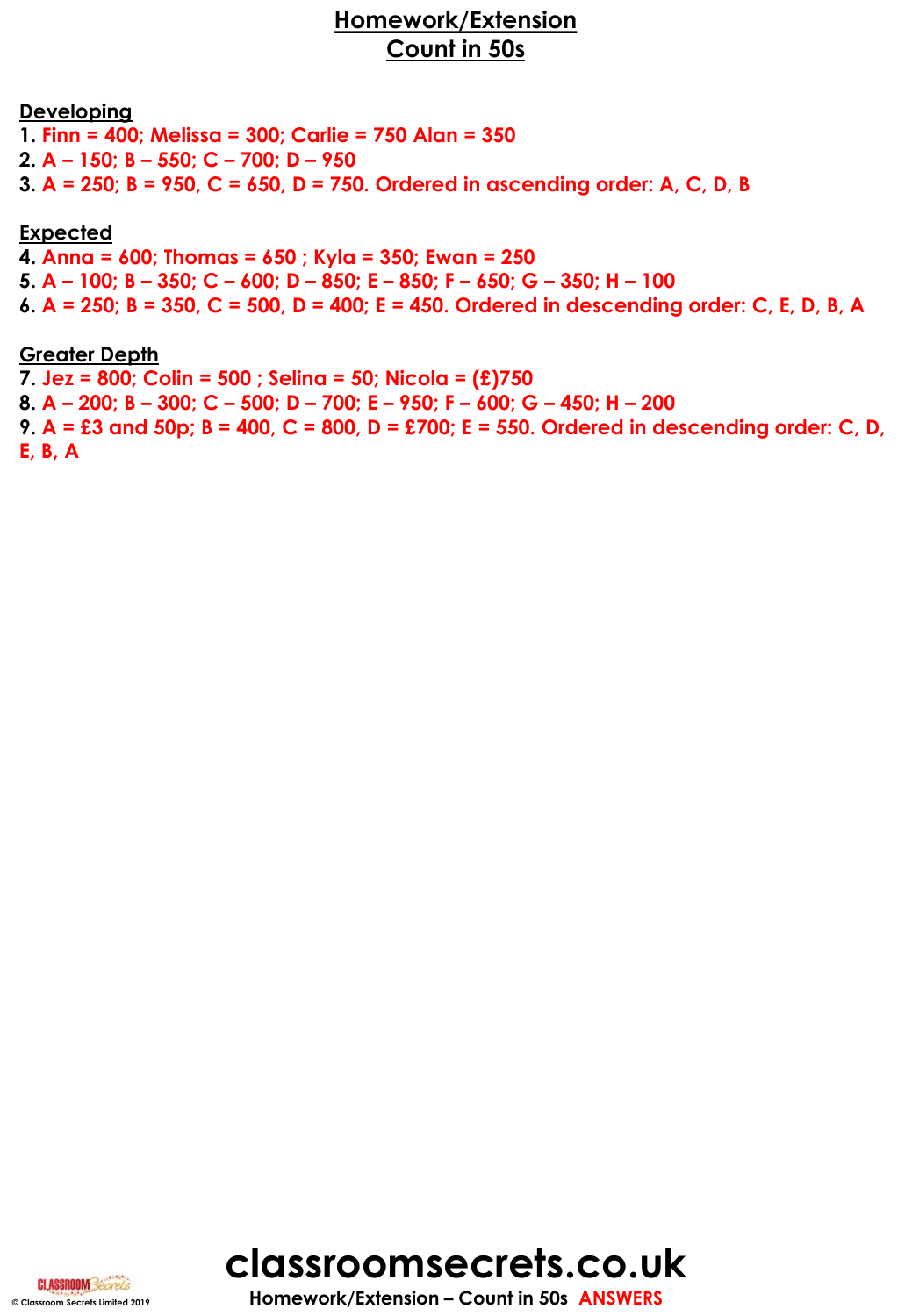# Homework/Extension
## Count in 50s

### Developing

1. Finn = 400; Melissa = 300; Carlie = 750 Alan = 350
2. A – 150; B – 550; C – 700; D – 950
3. A = 250; B = 950, C = 650, D = 750. Ordered in ascending order: A, C, D, B

### Expected

4. Anna = 600; Thomas = 650 ; Kyla = 350; Ewan = 250
5. A – 100; B – 350; C – 600; D – 850; E – 850; F – 650; G – 350; H – 100
6. A = 250; B = 350, C = 500, D = 400; E = 450. Ordered in descending order: C, E, D, B, A

### Greater Depth

7. Jez = 800; Colin = 500 ; Selina = 50; Nicola = (£)750
8. A – 200; B – 300; C – 500; D – 700; E – 950; F – 600; G – 450; H – 200
9. A = £3 and 50p; B = 400, C = 800, D = £700; E = 550. Ordered in descending order: C, D, E, B, A